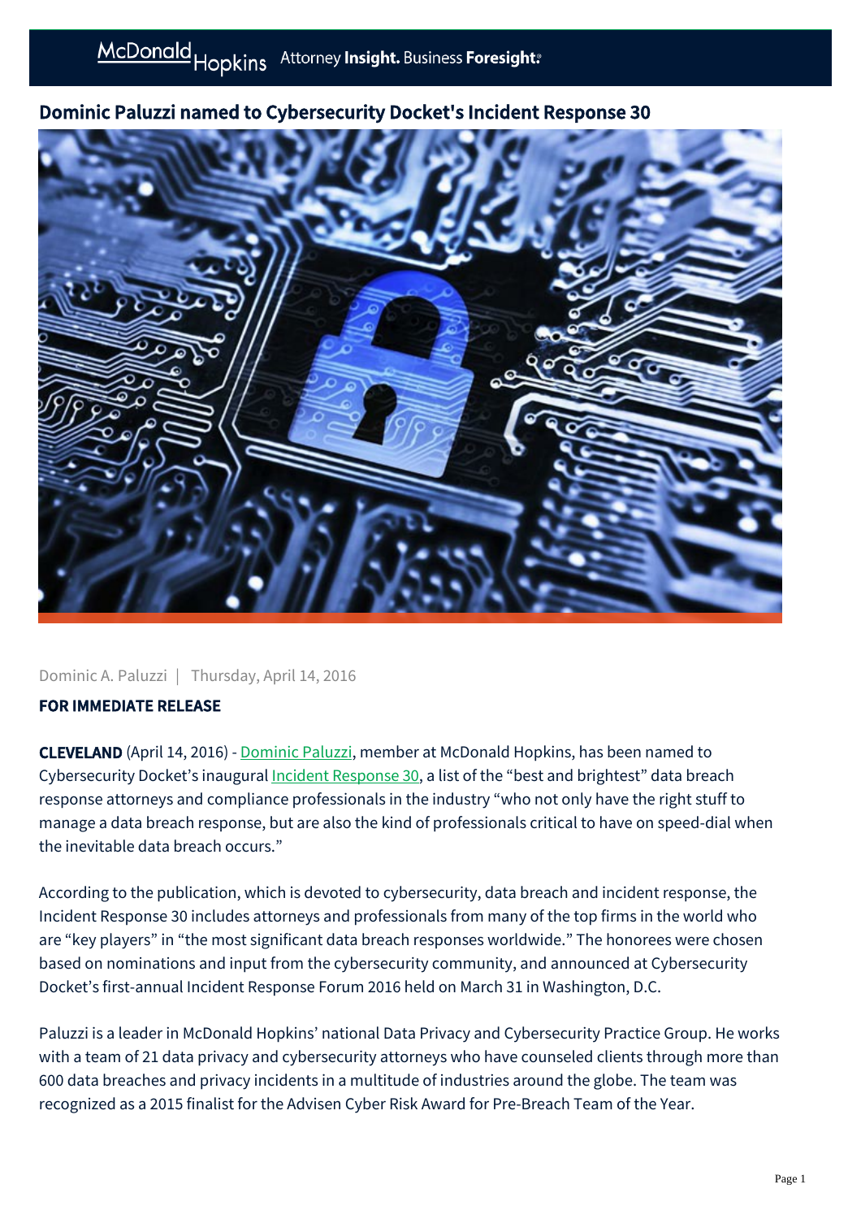# Dominic Paluzzi named to Cybersecurity Docket's Incident Response 30

Dominic A. Paluzzi | Thursday, April 14, 2016

**FOR IMMEDIATE RELEASE**

**CLEVELAND** (April 14, 2016) - Dominic Paluzzi, member at McDonald Hopkins, has been named to Cybersecurity Docket's inaugural Incident Response 30, a list of the "best and brightest" data breach response attorneys and compliance professionals in the industry "who not only have the right stuff to manage a data breach response, but are also the kind of professionals critical to have on speed-dial when the inevitable data breach occurs."

According to the publication, which is devoted to cybersecurity, data breach and incident response, the Incident Response 30 includes attorneys and professionals from many of the top firms in the world who are "key players" in "the most significant data breach responses worldwide." The honorees were chosen based on nominations and input from the cybersecurity community, and announced at Cybersecurity Docket's first-annual Incident Response Forum 2016 held on March 31 in Washington, D.C.

Paluzzi is a leader in McDonald Hopkins' national Data Privacy and Cybersecurity Practice Group. He works with a team of 21 data privacy and cybersecurity attorneys who have counseled clients through more than 600 data breaches and privacy incidents in a multitude of industries around the globe. The team was recognized as a 2015 finalist for the Advisen Cyber Risk Award for Pre-Breach Team of the Year.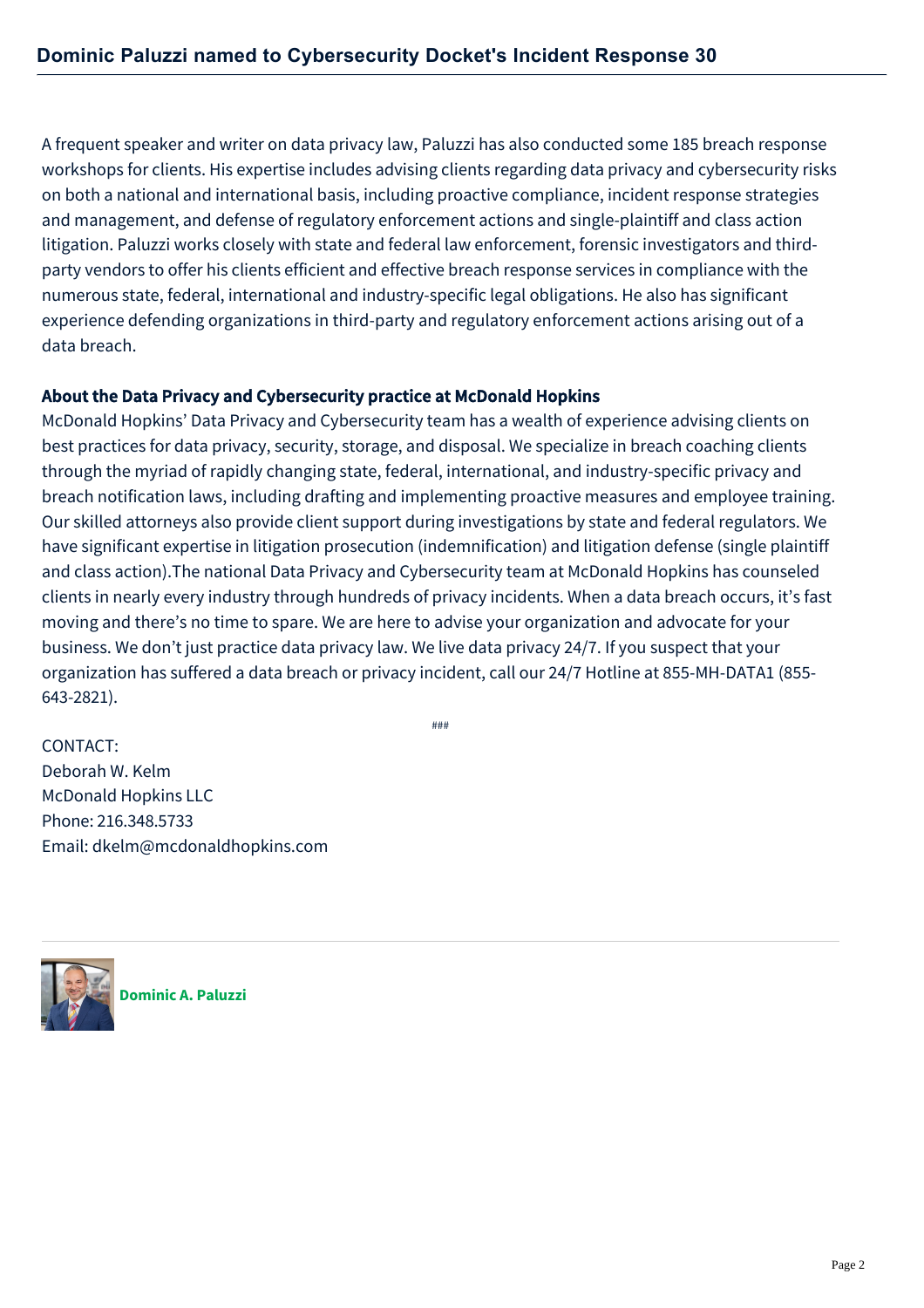A frequent speaker and writer on data privacy law, Paluzzi has also conducted some 185 breach response workshops for clients. His expertise includes advising clients regarding data privacy and cybersecurity risks on both a national and international basis, including proactive compliance, incident response strategies and management, and defense of regulatory enforcement actions and single-plaintiff and class action litigation. Paluzzi works closely with state and federal law enforcement, forensic investigators and third-party vendors to offer his clients efficient and effective breach response services in compliance with the numerous state, federal, international and industry-specific legal obligations. He also has significant experience defending organizations in third-party and regulatory enforcement actions arising out of a data breach.

**About the Data Privacy and Cybersecurity practice at McDonald Hopkins**

McDonald Hopkins' Data Privacy and Cybersecurity team has a wealth of experience advising clients on best practices for data privacy, security, storage, and disposal. We specialize in breach coaching clients through the myriad of rapidly changing state, federal, international, and industry-specific privacy and breach notification laws, including drafting and implementing proactive measures and employee training. Our skilled attorneys also provide client support during investigations by state and federal regulators. We have significant expertise in litigation prosecution (indemnification) and litigation defense (single plaintiff and class action).The national Data Privacy and Cybersecurity team at McDonald Hopkins has counseled clients in nearly every industry through hundreds of privacy incidents. When a data breach occurs, it's fast moving and there's no time to spare. We are here to advise your organization and advocate for your business. We don't just practice data privacy law. We live data privacy 24/7. If you suspect that your organization has suffered a data breach or privacy incident, call our 24/7 Hotline at 855-MH-DATA1 (855-643-2821).

###

CONTACT:
Deborah W. Kelm
McDonald Hopkins LLC
Phone: 216.348.5733
Email: dkelm@mcdonaldhopkins.com

---

**Dominic A. Paluzzi**